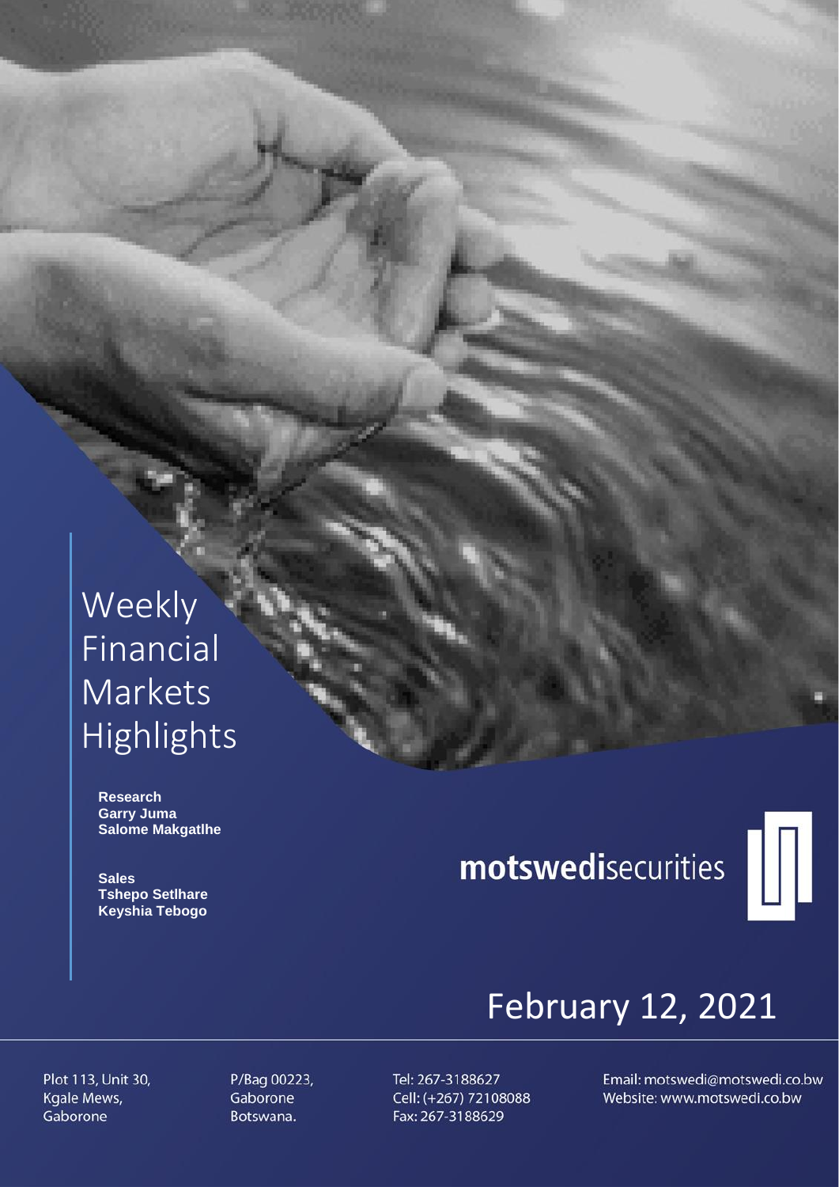# Weekly Financial Markets Highlights

**Research**
**Garry Juma**
**Salome Makgatlhe**

**Sales**
**Tshepo Setlhare**
**Keyshia Tebogo**

**motswedi**securities

## February 12, 2021

Plot 113, Unit 30,
Kgale Mews,
Gaborone

P/Bag 00223,
Gaborone
Botswana.

Tel: 267-3188627
Cell: (+267) 72108088
Fax: 267-3188629

Email: motswedi@motswedi.co.bw
Website: www.motswedi.co.bw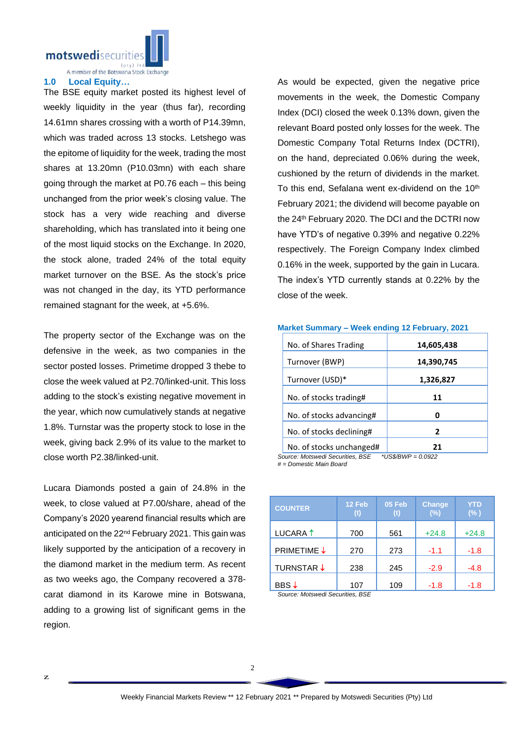## 1.0 Local Equity…

The BSE equity market posted its highest level of weekly liquidity in the year (thus far), recording 14.61mn shares crossing with a worth of P14.39mn, which was traded across 13 stocks. Letshego was the epitome of liquidity for the week, trading the most shares at 13.20mn (P10.03mn) with each share going through the market at P0.76 each – this being unchanged from the prior week's closing value. The stock has a very wide reaching and diverse shareholding, which has translated into it being one of the most liquid stocks on the Exchange. In 2020, the stock alone, traded 24% of the total equity market turnover on the BSE. As the stock's price was not changed in the day, its YTD performance remained stagnant for the week, at +5.6%.

The property sector of the Exchange was on the defensive in the week, as two companies in the sector posted losses. Primetime dropped 3 thebe to close the week valued at P2.70/linked-unit. This loss adding to the stock's existing negative movement in the year, which now cumulatively stands at negative 1.8%. Turnstar was the property stock to lose in the week, giving back 2.9% of its value to the market to close worth P2.38/linked-unit.

Lucara Diamonds posted a gain of 24.8% in the week, to close valued at P7.00/share, ahead of the Company's 2020 yearend financial results which are anticipated on the 22nd February 2021. This gain was likely supported by the anticipation of a recovery in the diamond market in the medium term. As recent as two weeks ago, the Company recovered a 378-carat diamond in its Karowe mine in Botswana, adding to a growing list of significant gems in the region.

As would be expected, given the negative price movements in the week, the Domestic Company Index (DCI) closed the week 0.13% down, given the relevant Board posted only losses for the week. The Domestic Company Total Returns Index (DCTRI), on the hand, depreciated 0.06% during the week, cushioned by the return of dividends in the market. To this end, Sefalana went ex-dividend on the 10th February 2021; the dividend will become payable on the 24th February 2020. The DCI and the DCTRI now have YTD's of negative 0.39% and negative 0.22% respectively. The Foreign Company Index climbed 0.16% in the week, supported by the gain in Lucara. The index's YTD currently stands at 0.22% by the close of the week.

**Market Summary – Week ending 12 February, 2021**

| | |
|---|---|
| No. of Shares Trading | **14,605,438** |
| Turnover (BWP) | **14,390,745** |
| Turnover (USD)* | **1,326,827** |
| No. of stocks trading# | **11** |
| No. of stocks advancing# | **0** |
| No. of stocks declining# | **2** |
| No. of stocks unchanged# | **21** |

*Source: Motswedi Securities, BSE* *\*US$/BWP = 0.0922*
*# = Domestic Main Board*

| COUNTER | 12 Feb (t) | 05 Feb (t) | Change (%) | YTD (%) |
|---|---|---|---|---|
| LUCARA ↑ | 700 | 561 | +24.8 | +24.8 |
| PRIMETIME ↓ | 270 | 273 | -1.1 | -1.8 |
| TURNSTAR ↓ | 238 | 245 | -2.9 | -4.8 |
| BBS ↓ | 107 | 109 | -1.8 | -1.8 |

*Source: Motswedi Securities, BSE*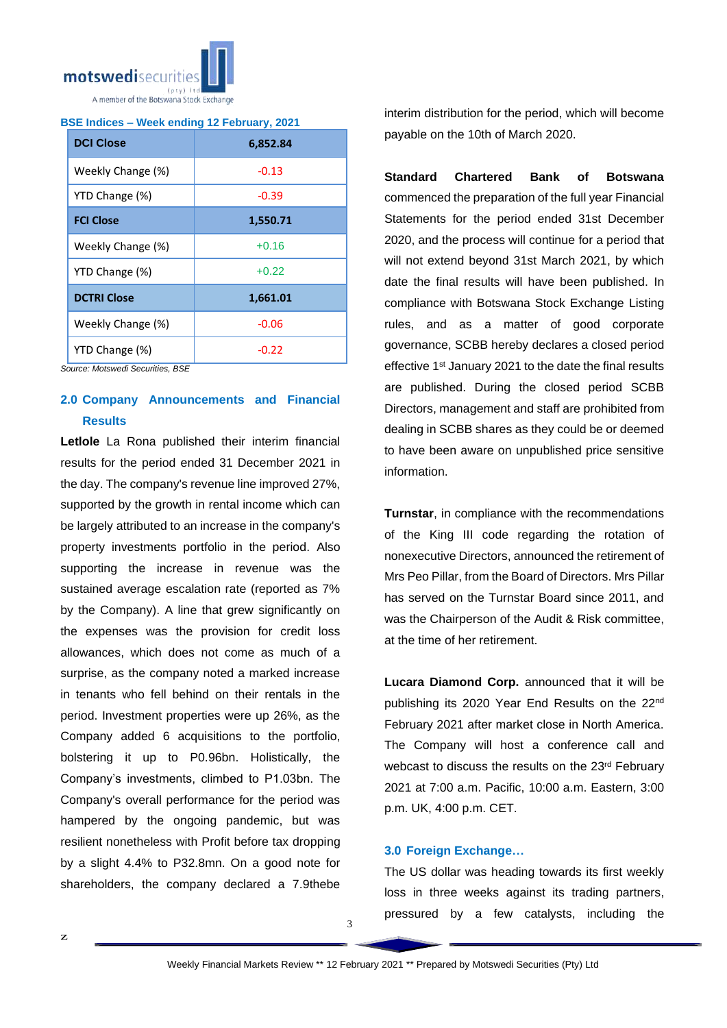**BSE Indices – Week ending 12 February, 2021**

| DCI Close | 6,852.84 |
|---|---|
| Weekly Change (%) | -0.13 |
| YTD Change (%) | -0.39 |
| **FCI Close** | **1,550.71** |
| Weekly Change (%) | +0.16 |
| YTD Change (%) | +0.22 |
| **DCTRI Close** | **1,661.01** |
| Weekly Change (%) | -0.06 |
| YTD Change (%) | -0.22 |

*Source: Motswedi Securities, BSE*

## 2.0 Company Announcements and Financial Results

**Letlole** La Rona published their interim financial results for the period ended 31 December 2021 in the day. The company's revenue line improved 27%, supported by the growth in rental income which can be largely attributed to an increase in the company's property investments portfolio in the period. Also supporting the increase in revenue was the sustained average escalation rate (reported as 7% by the Company). A line that grew significantly on the expenses was the provision for credit loss allowances, which does not come as much of a surprise, as the company noted a marked increase in tenants who fell behind on their rentals in the period. Investment properties were up 26%, as the Company added 6 acquisitions to the portfolio, bolstering it up to P0.96bn. Holistically, the Company's investments, climbed to P1.03bn. The Company's overall performance for the period was hampered by the ongoing pandemic, but was resilient nonetheless with Profit before tax dropping by a slight 4.4% to P32.8mn. On a good note for shareholders, the company declared a 7.9thebe interim distribution for the period, which will become payable on the 10th of March 2020.

**Standard Chartered Bank of Botswana** commenced the preparation of the full year Financial Statements for the period ended 31st December 2020, and the process will continue for a period that will not extend beyond 31st March 2021, by which date the final results will have been published. In compliance with Botswana Stock Exchange Listing rules, and as a matter of good corporate governance, SCBB hereby declares a closed period effective 1st January 2021 to the date the final results are published. During the closed period SCBB Directors, management and staff are prohibited from dealing in SCBB shares as they could be or deemed to have been aware on unpublished price sensitive information.

**Turnstar**, in compliance with the recommendations of the King III code regarding the rotation of nonexecutive Directors, announced the retirement of Mrs Peo Pillar, from the Board of Directors. Mrs Pillar has served on the Turnstar Board since 2011, and was the Chairperson of the Audit & Risk committee, at the time of her retirement.

**Lucara Diamond Corp.** announced that it will be publishing its 2020 Year End Results on the 22nd February 2021 after market close in North America. The Company will host a conference call and webcast to discuss the results on the 23rd February 2021 at 7:00 a.m. Pacific, 10:00 a.m. Eastern, 3:00 p.m. UK, 4:00 p.m. CET.

## 3.0 Foreign Exchange…

The US dollar was heading towards its first weekly loss in three weeks against its trading partners, pressured by a few catalysts, including the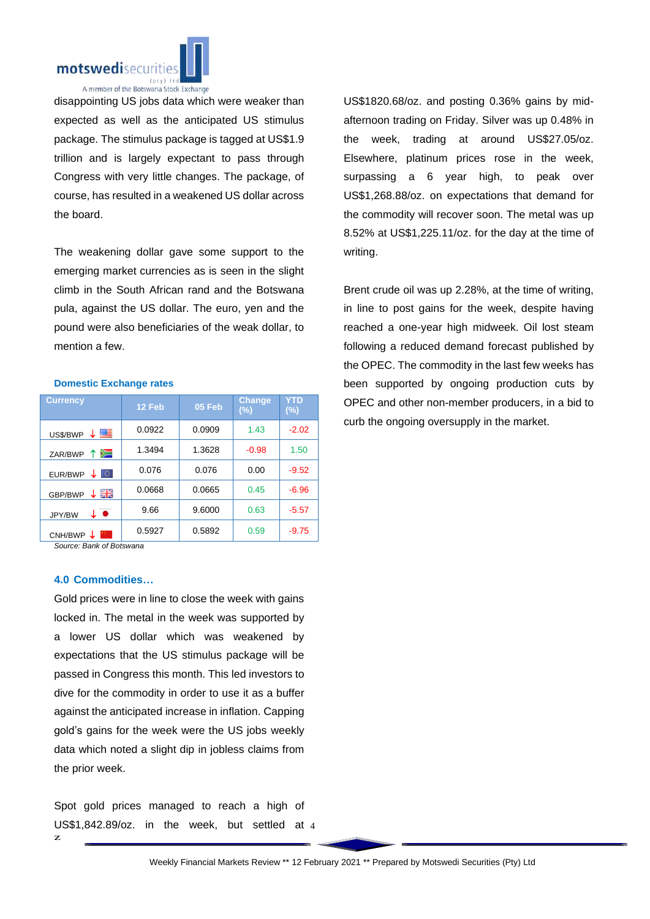disappointing US jobs data which were weaker than expected as well as the anticipated US stimulus package. The stimulus package is tagged at US$1.9 trillion and is largely expectant to pass through Congress with very little changes. The package, of course, has resulted in a weakened US dollar across the board.

The weakening dollar gave some support to the emerging market currencies as is seen in the slight climb in the South African rand and the Botswana pula, against the US dollar. The euro, yen and the pound were also beneficiaries of the weak dollar, to mention a few.

**Domestic Exchange rates**

| Currency | 12 Feb | 05 Feb | Change (%) | YTD (%) |
|---|---|---|---|---|
| US$/BWP ↓ | 0.0922 | 0.0909 | 1.43 | -2.02 |
| ZAR/BWP ↑ | 1.3494 | 1.3628 | -0.98 | 1.50 |
| EUR/BWP ↓ | 0.076 | 0.076 | 0.00 | -9.52 |
| GBP/BWP ↓ | 0.0668 | 0.0665 | 0.45 | -6.96 |
| JPY/BW ↓ | 9.66 | 9.6000 | 0.63 | -5.57 |
| CNH/BWP ↓ | 0.5927 | 0.5892 | 0.59 | -9.75 |

*Source: Bank of Botswana*

### 4.0 Commodities…

Gold prices were in line to close the week with gains locked in. The metal in the week was supported by a lower US dollar which was weakened by expectations that the US stimulus package will be passed in Congress this month. This led investors to dive for the commodity in order to use it as a buffer against the anticipated increase in inflation. Capping gold's gains for the week were the US jobs weekly data which noted a slight dip in jobless claims from the prior week.

Spot gold prices managed to reach a high of US$1,842.89/oz. in the week, but settled at US$1820.68/oz. and posting 0.36% gains by mid-afternoon trading on Friday. Silver was up 0.48% in the week, trading at around US$27.05/oz. Elsewhere, platinum prices rose in the week, surpassing a 6 year high, to peak over US$1,268.88/oz. on expectations that demand for the commodity will recover soon. The metal was up 8.52% at US$1,225.11/oz. for the day at the time of writing.

Brent crude oil was up 2.28%, at the time of writing, in line to post gains for the week, despite having reached a one-year high midweek. Oil lost steam following a reduced demand forecast published by the OPEC. The commodity in the last few weeks has been supported by ongoing production cuts by OPEC and other non-member producers, in a bid to curb the ongoing oversupply in the market.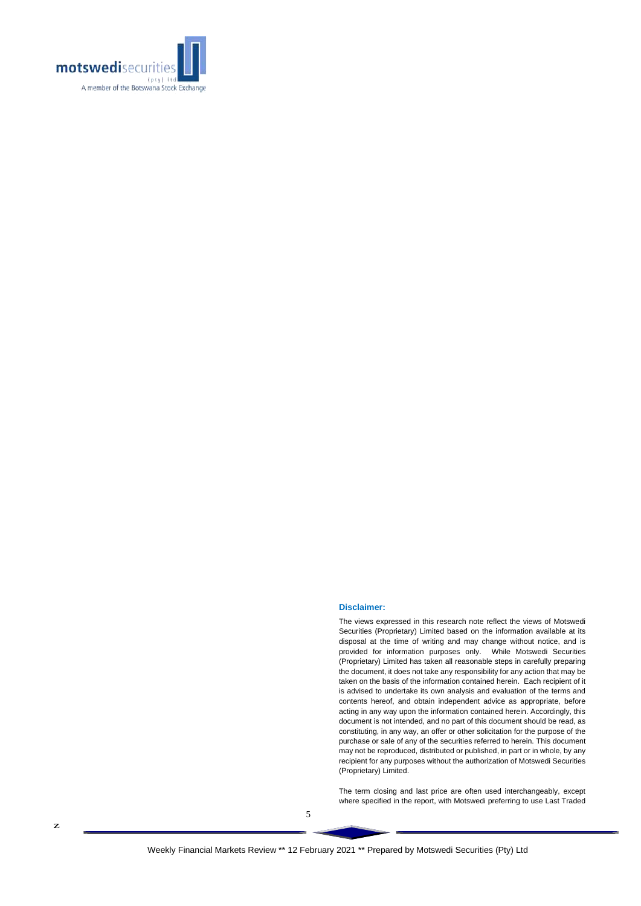motswedisecurities (pty) ltd
A member of the Botswana Stock Exchange

**Disclaimer:**

The views expressed in this research note reflect the views of Motswedi Securities (Proprietary) Limited based on the information available at its disposal at the time of writing and may change without notice, and is provided for information purposes only. While Motswedi Securities (Proprietary) Limited has taken all reasonable steps in carefully preparing the document, it does not take any responsibility for any action that may be taken on the basis of the information contained herein. Each recipient of it is advised to undertake its own analysis and evaluation of the terms and contents hereof, and obtain independent advice as appropriate, before acting in any way upon the information contained herein. Accordingly, this document is not intended, and no part of this document should be read, as constituting, in any way, an offer or other solicitation for the purpose of the purchase or sale of any of the securities referred to herein. This document may not be reproduced, distributed or published, in part or in whole, by any recipient for any purposes without the authorization of Motswedi Securities (Proprietary) Limited.

The term closing and last price are often used interchangeably, except where specified in the report, with Motswedi preferring to use Last Traded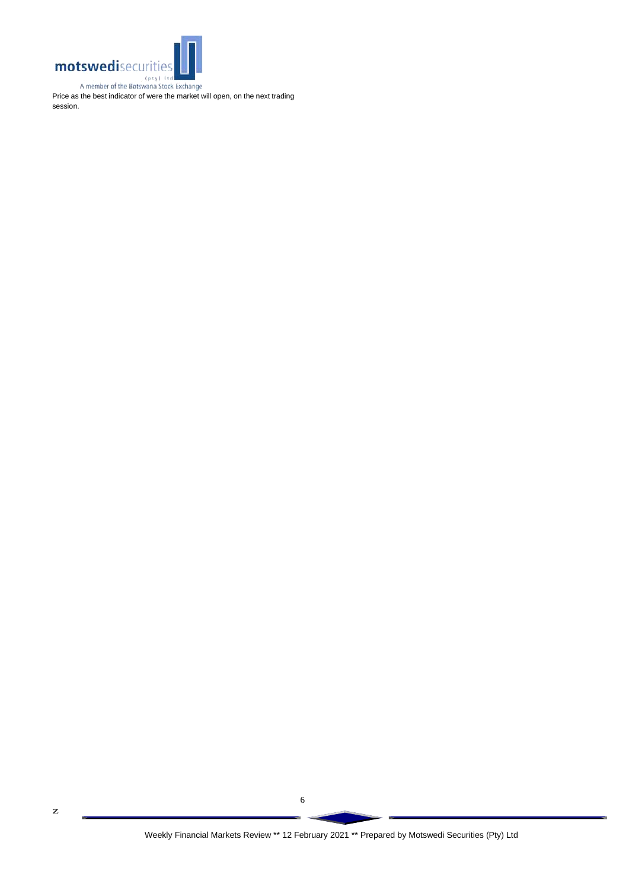Price as the best indicator of were the market will open, on the next trading session.